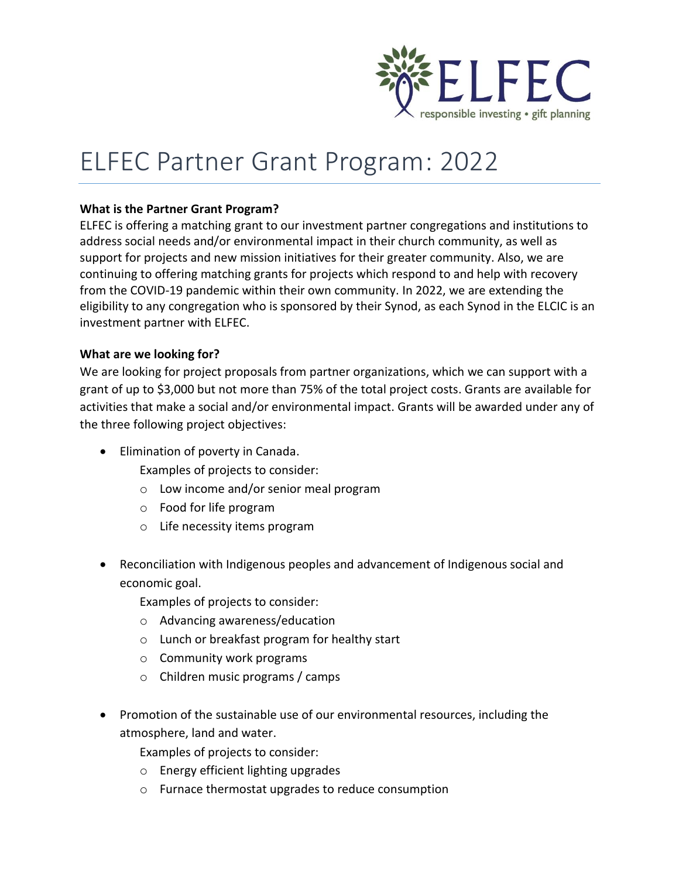ELFEC

responsible investing • gift planning

# ELFEC Partner Grant Program: 2022

**What is the Partner Grant Program?**

ELFEC is offering a matching grant to our investment partner congregations and institutions to address social needs and/or environmental impact in their church community, as well as support for projects and new mission initiatives for their greater community. Also, we are continuing to offering matching grants for projects which respond to and help with recovery from the COVID-19 pandemic within their own community. In 2022, we are extending the eligibility to any congregation who is sponsored by their Synod, as each Synod in the ELCIC is an investment partner with ELFEC.

**What are we looking for?**

We are looking for project proposals from partner organizations, which we can support with a grant of up to $3,000 but not more than 75% of the total project costs. Grants are available for activities that make a social and/or environmental impact. Grants will be awarded under any of the three following project objectives:

- Elimination of poverty in Canada.

  Examples of projects to consider:
  - Low income and/or senior meal program
  - Food for life program
  - Life necessity items program

- Reconciliation with Indigenous peoples and advancement of Indigenous social and economic goal.

  Examples of projects to consider:
  - Advancing awareness/education
  - Lunch or breakfast program for healthy start
  - Community work programs
  - Children music programs / camps

- Promotion of the sustainable use of our environmental resources, including the atmosphere, land and water.

  Examples of projects to consider:
  - Energy efficient lighting upgrades
  - Furnace thermostat upgrades to reduce consumption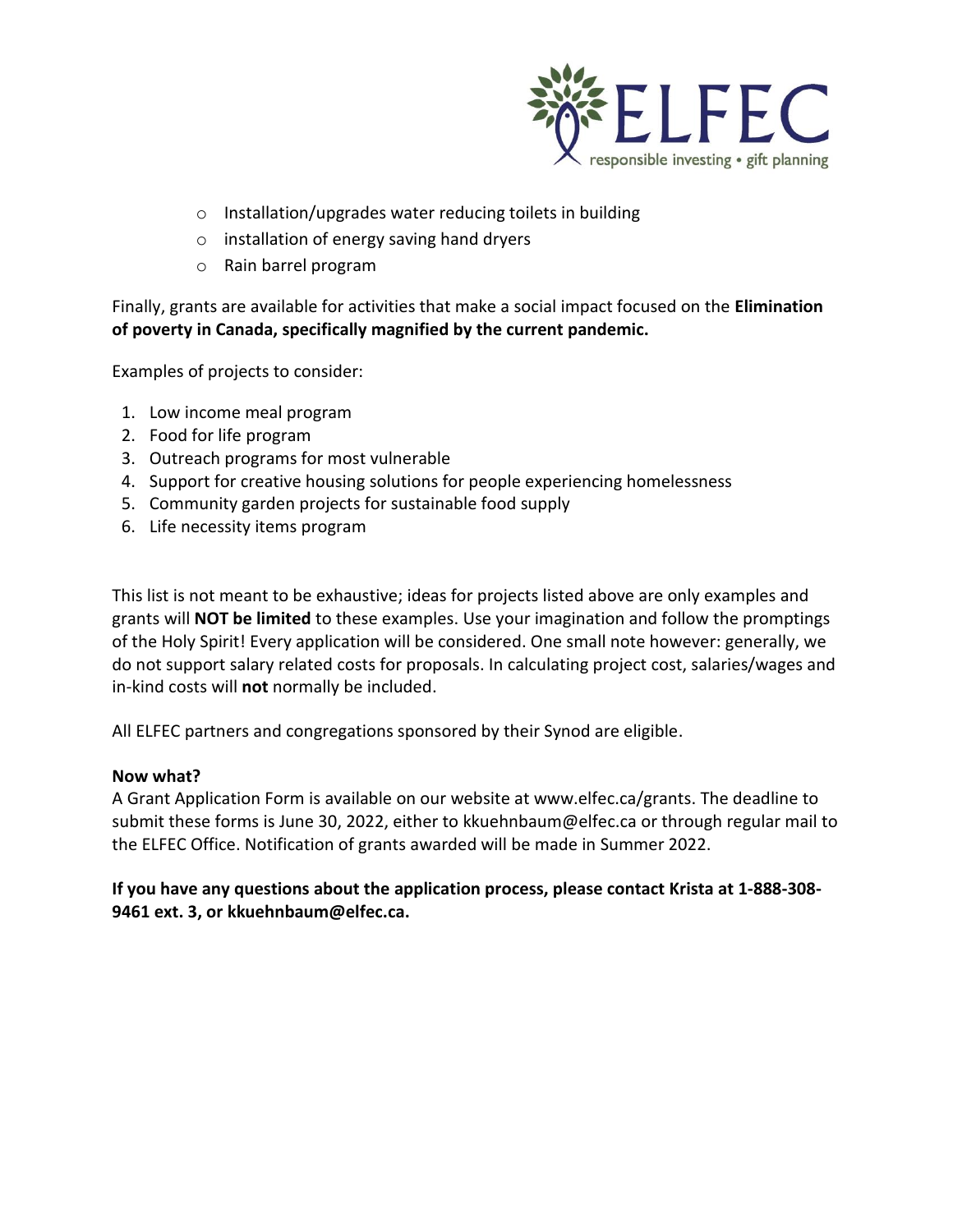- Installation/upgrades water reducing toilets in building
- installation of energy saving hand dryers
- Rain barrel program

Finally, grants are available for activities that make a social impact focused on the **Elimination of poverty in Canada, specifically magnified by the current pandemic.**

Examples of projects to consider:

1. Low income meal program
2. Food for life program
3. Outreach programs for most vulnerable
4. Support for creative housing solutions for people experiencing homelessness
5. Community garden projects for sustainable food supply
6. Life necessity items program

This list is not meant to be exhaustive; ideas for projects listed above are only examples and grants will **NOT be limited** to these examples. Use your imagination and follow the promptings of the Holy Spirit! Every application will be considered. One small note however: generally, we do not support salary related costs for proposals. In calculating project cost, salaries/wages and in-kind costs will **not** normally be included.

All ELFEC partners and congregations sponsored by their Synod are eligible.

**Now what?**
A Grant Application Form is available on our website at www.elfec.ca/grants. The deadline to submit these forms is June 30, 2022, either to kkuehnbaum@elfec.ca or through regular mail to the ELFEC Office. Notification of grants awarded will be made in Summer 2022.

**If you have any questions about the application process, please contact Krista at 1-888-308-9461 ext. 3, or kkuehnbaum@elfec.ca.**